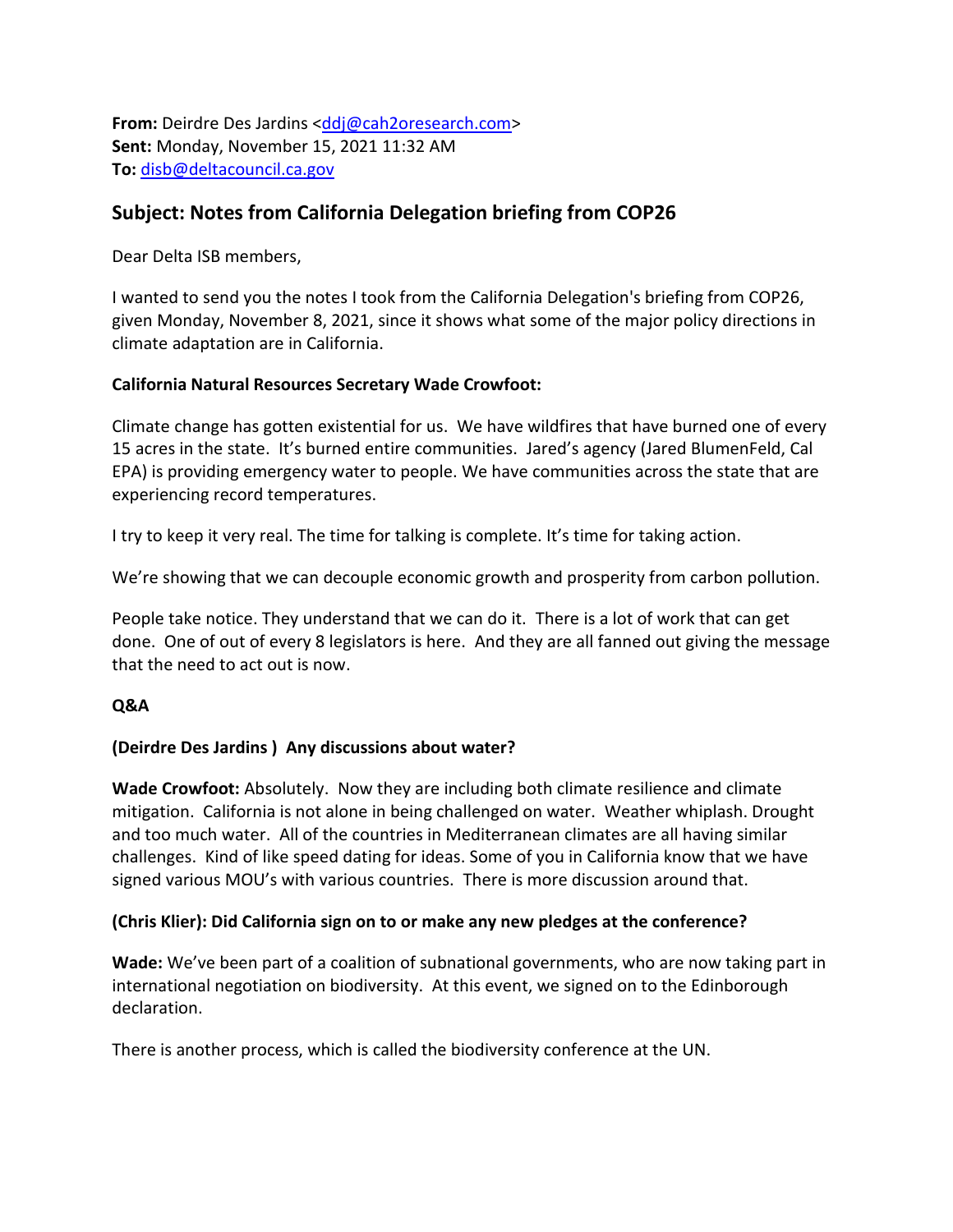**From:** Deirdre Des Jardins <ddj@cah2oresearch.com>
**Sent:** Monday, November 15, 2021 11:32 AM
**To:** disb@deltacouncil.ca.gov

## Subject: Notes from California Delegation briefing from COP26

Dear Delta ISB members,

I wanted to send you the notes I took from the California Delegation's briefing from COP26, given Monday, November 8, 2021, since it shows what some of the major policy directions in climate adaptation are in California.

**California Natural Resources Secretary Wade Crowfoot:**

Climate change has gotten existential for us. We have wildfires that have burned one of every 15 acres in the state. It's burned entire communities. Jared's agency (Jared BlumenFeld, Cal EPA) is providing emergency water to people. We have communities across the state that are experiencing record temperatures.

I try to keep it very real. The time for talking is complete. It's time for taking action.

We're showing that we can decouple economic growth and prosperity from carbon pollution.

People take notice. They understand that we can do it. There is a lot of work that can get done. One of out of every 8 legislators is here. And they are all fanned out giving the message that the need to act out is now.

**Q&A**

**(Deirdre Des Jardins ) Any discussions about water?**

**Wade Crowfoot:** Absolutely. Now they are including both climate resilience and climate mitigation. California is not alone in being challenged on water. Weather whiplash. Drought and too much water. All of the countries in Mediterranean climates are all having similar challenges. Kind of like speed dating for ideas. Some of you in California know that we have signed various MOU's with various countries. There is more discussion around that.

**(Chris Klier): Did California sign on to or make any new pledges at the conference?**

**Wade:** We've been part of a coalition of subnational governments, who are now taking part in international negotiation on biodiversity. At this event, we signed on to the Edinborough declaration.

There is another process, which is called the biodiversity conference at the UN.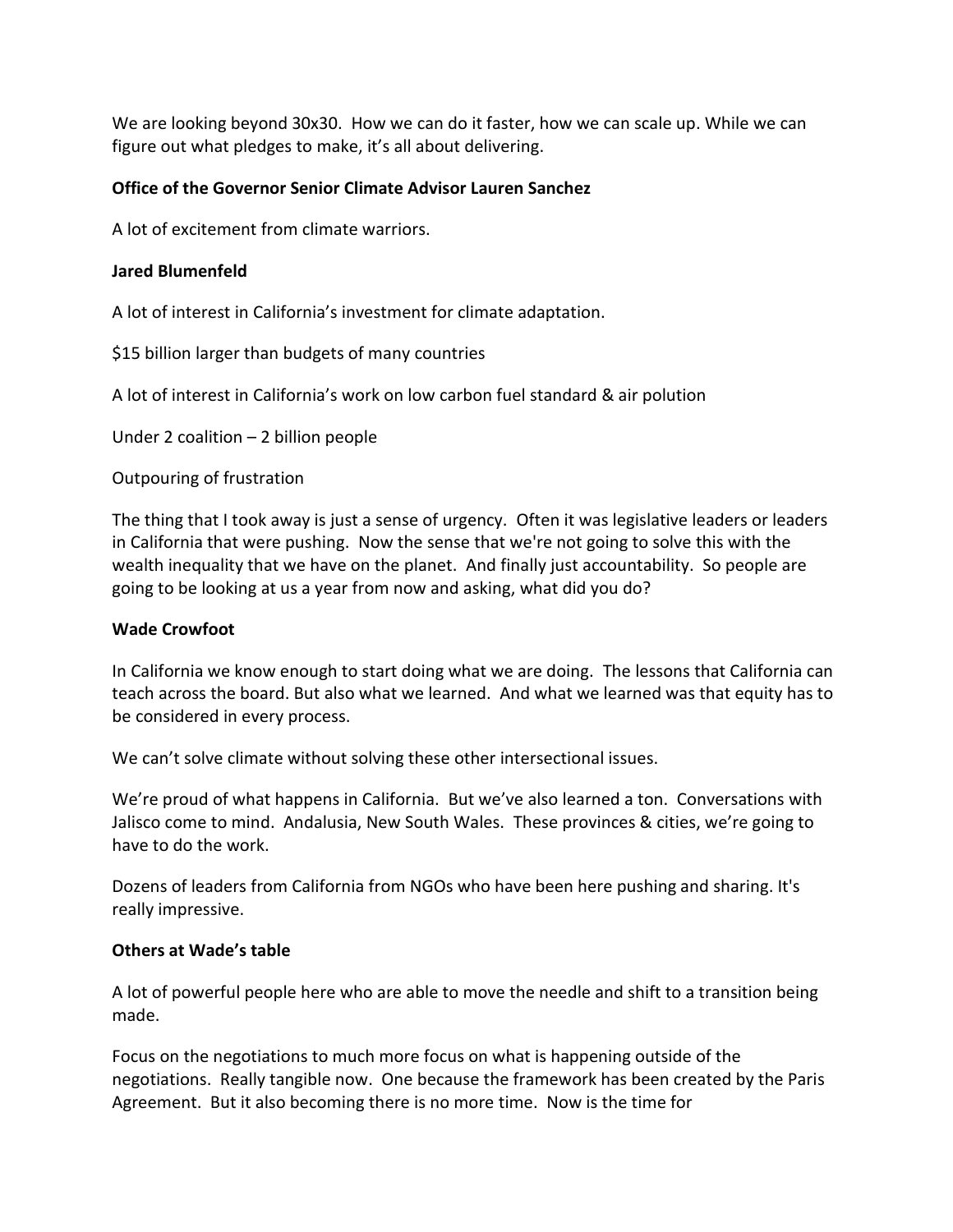We are looking beyond 30x30. How we can do it faster, how we can scale up. While we can figure out what pledges to make, it's all about delivering.

**Office of the Governor Senior Climate Advisor Lauren Sanchez**

A lot of excitement from climate warriors.

**Jared Blumenfeld**

A lot of interest in California's investment for climate adaptation.

$15 billion larger than budgets of many countries

A lot of interest in California's work on low carbon fuel standard & air polution

Under 2 coalition – 2 billion people

Outpouring of frustration

The thing that I took away is just a sense of urgency. Often it was legislative leaders or leaders in California that were pushing. Now the sense that we're not going to solve this with the wealth inequality that we have on the planet. And finally just accountability. So people are going to be looking at us a year from now and asking, what did you do?

**Wade Crowfoot**

In California we know enough to start doing what we are doing. The lessons that California can teach across the board. But also what we learned. And what we learned was that equity has to be considered in every process.

We can't solve climate without solving these other intersectional issues.

We're proud of what happens in California. But we've also learned a ton. Conversations with Jalisco come to mind. Andalusia, New South Wales. These provinces & cities, we're going to have to do the work.

Dozens of leaders from California from NGOs who have been here pushing and sharing. It's really impressive.

**Others at Wade's table**

A lot of powerful people here who are able to move the needle and shift to a transition being made.

Focus on the negotiations to much more focus on what is happening outside of the negotiations. Really tangible now. One because the framework has been created by the Paris Agreement. But it also becoming there is no more time. Now is the time for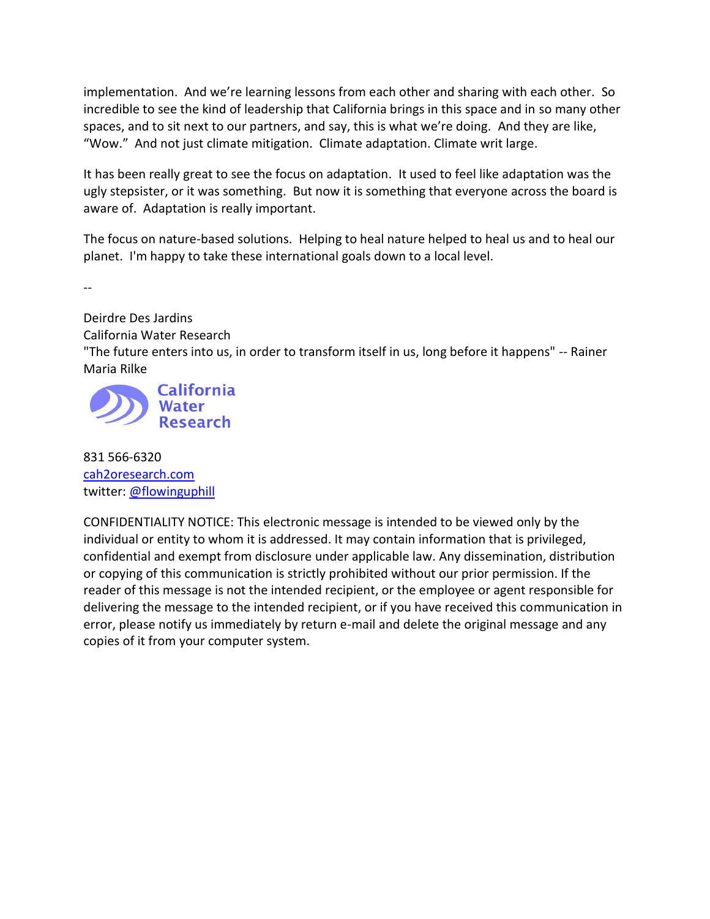implementation. And we're learning lessons from each other and sharing with each other. So incredible to see the kind of leadership that California brings in this space and in so many other spaces, and to sit next to our partners, and say, this is what we're doing. And they are like, "Wow." And not just climate mitigation. Climate adaptation. Climate writ large.

It has been really great to see the focus on adaptation. It used to feel like adaptation was the ugly stepsister, or it was something. But now it is something that everyone across the board is aware of. Adaptation is really important.

The focus on nature-based solutions. Helping to heal nature helped to heal us and to heal our planet. I'm happy to take these international goals down to a local level.

--

Deirdre Des Jardins
California Water Research
"The future enters into us, in order to transform itself in us, long before it happens" -- Rainer Maria Rilke

California Water Research

831 566-6320
[cah2oresearch.com](cah2oresearch.com)
twitter: [@flowinguphill](@flowinguphill)

CONFIDENTIALITY NOTICE: This electronic message is intended to be viewed only by the individual or entity to whom it is addressed. It may contain information that is privileged, confidential and exempt from disclosure under applicable law. Any dissemination, distribution or copying of this communication is strictly prohibited without our prior permission. If the reader of this message is not the intended recipient, or the employee or agent responsible for delivering the message to the intended recipient, or if you have received this communication in error, please notify us immediately by return e-mail and delete the original message and any copies of it from your computer system.